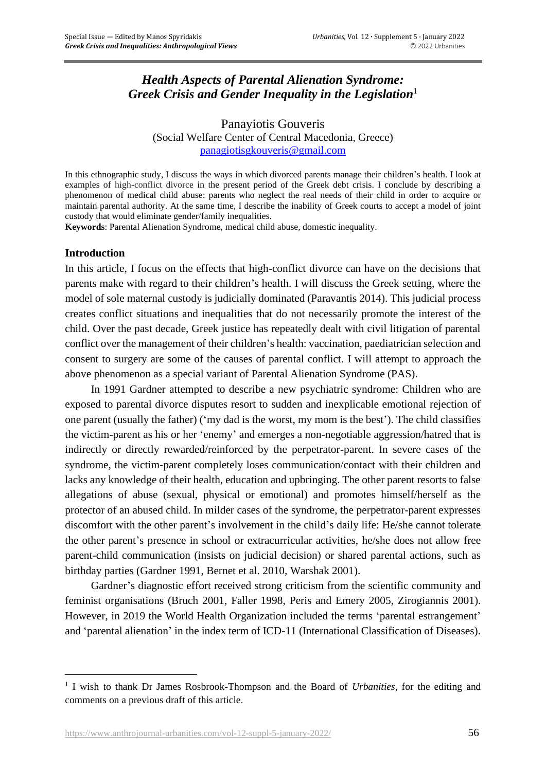# *Health Aspects of Parental Alienation Syndrome: Greek Crisis and Gender Inequality in the Legislation*[1]

Panayiotis Gouveris
(Social Welfare Center of Central Macedonia, Greece)
panagiotisgkouveris@gmail.com

In this ethnographic study, I discuss the ways in which divorced parents manage their children's health. I look at examples of high-conflict divorce in the present period of the Greek debt crisis. I conclude by describing a phenomenon of medical child abuse: parents who neglect the real needs of their child in order to acquire or maintain parental authority. At the same time, I describe the inability of Greek courts to accept a model of joint custody that would eliminate gender/family inequalities.

**Keywords**: Parental Alienation Syndrome, medical child abuse, domestic inequality.

## Introduction

In this article, I focus on the effects that high-conflict divorce can have on the decisions that parents make with regard to their children's health. I will discuss the Greek setting, where the model of sole maternal custody is judicially dominated (Paravantis 2014). This judicial process creates conflict situations and inequalities that do not necessarily promote the interest of the child. Over the past decade, Greek justice has repeatedly dealt with civil litigation of parental conflict over the management of their children's health: vaccination, paediatrician selection and consent to surgery are some of the causes of parental conflict. I will attempt to approach the above phenomenon as a special variant of Parental Alienation Syndrome (PAS).

In 1991 Gardner attempted to describe a new psychiatric syndrome: Children who are exposed to parental divorce disputes resort to sudden and inexplicable emotional rejection of one parent (usually the father) ('my dad is the worst, my mom is the best'). The child classifies the victim-parent as his or her 'enemy' and emerges a non-negotiable aggression/hatred that is indirectly or directly rewarded/reinforced by the perpetrator-parent. In severe cases of the syndrome, the victim-parent completely loses communication/contact with their children and lacks any knowledge of their health, education and upbringing. The other parent resorts to false allegations of abuse (sexual, physical or emotional) and promotes himself/herself as the protector of an abused child. In milder cases of the syndrome, the perpetrator-parent expresses discomfort with the other parent's involvement in the child's daily life: He/she cannot tolerate the other parent's presence in school or extracurricular activities, he/she does not allow free parent-child communication (insists on judicial decision) or shared parental actions, such as birthday parties (Gardner 1991, Bernet et al. 2010, Warshak 2001).

Gardner's diagnostic effort received strong criticism from the scientific community and feminist organisations (Bruch 2001, Faller 1998, Peris and Emery 2005, Zirogiannis 2001). However, in 2019 the World Health Organization included the terms 'parental estrangement' and 'parental alienation' in the index term of ICD-11 (International Classification of Diseases).

---

[1] I wish to thank Dr James Rosbrook-Thompson and the Board of *Urbanities*, for the editing and comments on a previous draft of this article.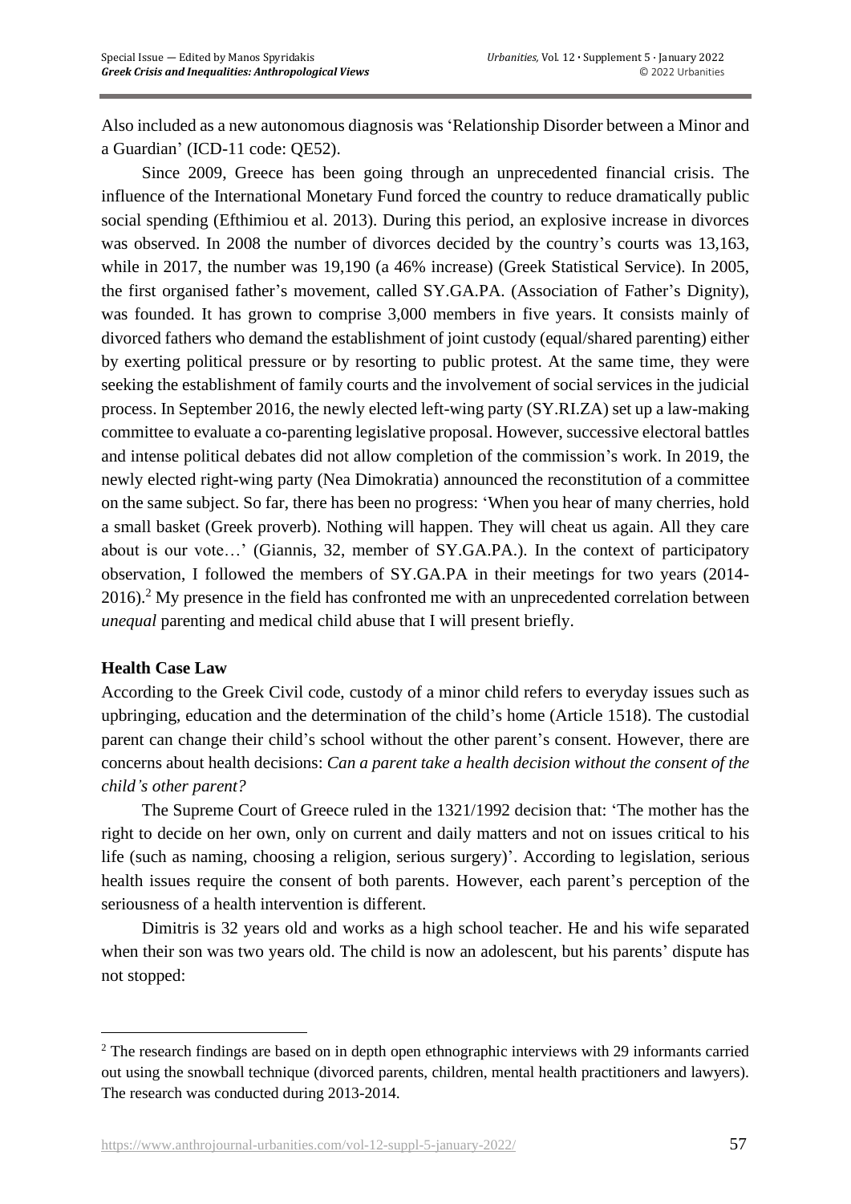Also included as a new autonomous diagnosis was 'Relationship Disorder between a Minor and a Guardian' (ICD-11 code: QE52).

Since 2009, Greece has been going through an unprecedented financial crisis. The influence of the International Monetary Fund forced the country to reduce dramatically public social spending (Efthimiou et al. 2013). During this period, an explosive increase in divorces was observed. In 2008 the number of divorces decided by the country's courts was 13,163, while in 2017, the number was 19,190 (a 46% increase) (Greek Statistical Service). In 2005, the first organised father's movement, called SY.GA.PA. (Association of Father's Dignity), was founded. It has grown to comprise 3,000 members in five years. It consists mainly of divorced fathers who demand the establishment of joint custody (equal/shared parenting) either by exerting political pressure or by resorting to public protest. At the same time, they were seeking the establishment of family courts and the involvement of social services in the judicial process. In September 2016, the newly elected left-wing party (SY.RI.ZA) set up a law-making committee to evaluate a co-parenting legislative proposal. However, successive electoral battles and intense political debates did not allow completion of the commission's work. In 2019, the newly elected right-wing party (Nea Dimokratia) announced the reconstitution of a committee on the same subject. So far, there has been no progress: 'When you hear of many cherries, hold a small basket (Greek proverb). Nothing will happen. They will cheat us again. All they care about is our vote…' (Giannis, 32, member of SY.GA.PA.). In the context of participatory observation, I followed the members of SY.GA.PA in their meetings for two years (2014-2016).[2] My presence in the field has confronted me with an unprecedented correlation between *unequal* parenting and medical child abuse that I will present briefly.

**Health Case Law**

According to the Greek Civil code, custody of a minor child refers to everyday issues such as upbringing, education and the determination of the child's home (Article 1518). The custodial parent can change their child's school without the other parent's consent. However, there are concerns about health decisions: *Can a parent take a health decision without the consent of the child's other parent?*

The Supreme Court of Greece ruled in the 1321/1992 decision that: 'The mother has the right to decide on her own, only on current and daily matters and not on issues critical to his life (such as naming, choosing a religion, serious surgery)'. According to legislation, serious health issues require the consent of both parents. However, each parent's perception of the seriousness of a health intervention is different.

Dimitris is 32 years old and works as a high school teacher. He and his wife separated when their son was two years old. The child is now an adolescent, but his parents' dispute has not stopped:

---

[2] The research findings are based on in depth open ethnographic interviews with 29 informants carried out using the snowball technique (divorced parents, children, mental health practitioners and lawyers). The research was conducted during 2013-2014.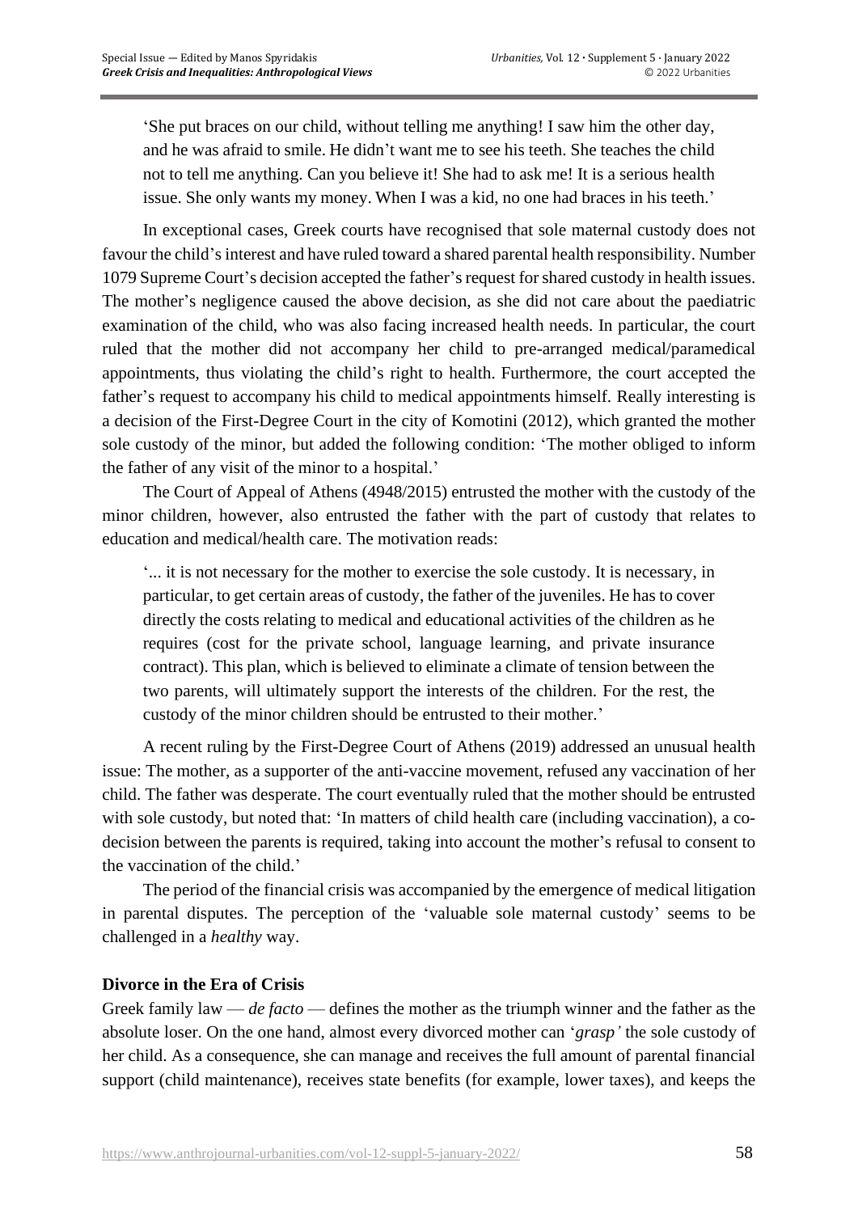> 'She put braces on our child, without telling me anything! I saw him the other day, and he was afraid to smile. He didn't want me to see his teeth. She teaches the child not to tell me anything. Can you believe it! She had to ask me! It is a serious health issue. She only wants my money. When I was a kid, no one had braces in his teeth.'

In exceptional cases, Greek courts have recognised that sole maternal custody does not favour the child's interest and have ruled toward a shared parental health responsibility. Number 1079 Supreme Court's decision accepted the father's request for shared custody in health issues. The mother's negligence caused the above decision, as she did not care about the paediatric examination of the child, who was also facing increased health needs. In particular, the court ruled that the mother did not accompany her child to pre-arranged medical/paramedical appointments, thus violating the child's right to health. Furthermore, the court accepted the father's request to accompany his child to medical appointments himself. Really interesting is a decision of the First-Degree Court in the city of Komotini (2012), which granted the mother sole custody of the minor, but added the following condition: 'The mother obliged to inform the father of any visit of the minor to a hospital.'

The Court of Appeal of Athens (4948/2015) entrusted the mother with the custody of the minor children, however, also entrusted the father with the part of custody that relates to education and medical/health care. The motivation reads:

> '... it is not necessary for the mother to exercise the sole custody. It is necessary, in particular, to get certain areas of custody, the father of the juveniles. He has to cover directly the costs relating to medical and educational activities of the children as he requires (cost for the private school, language learning, and private insurance contract). This plan, which is believed to eliminate a climate of tension between the two parents, will ultimately support the interests of the children. For the rest, the custody of the minor children should be entrusted to their mother.'

A recent ruling by the First-Degree Court of Athens (2019) addressed an unusual health issue: The mother, as a supporter of the anti-vaccine movement, refused any vaccination of her child. The father was desperate. The court eventually ruled that the mother should be entrusted with sole custody, but noted that: 'In matters of child health care (including vaccination), a co-decision between the parents is required, taking into account the mother's refusal to consent to the vaccination of the child.'

The period of the financial crisis was accompanied by the emergence of medical litigation in parental disputes. The perception of the 'valuable sole maternal custody' seems to be challenged in a *healthy* way.

**Divorce in the Era of Crisis**

Greek family law — *de facto* — defines the mother as the triumph winner and the father as the absolute loser. On the one hand, almost every divorced mother can '*grasp'* the sole custody of her child. As a consequence, she can manage and receives the full amount of parental financial support (child maintenance), receives state benefits (for example, lower taxes), and keeps the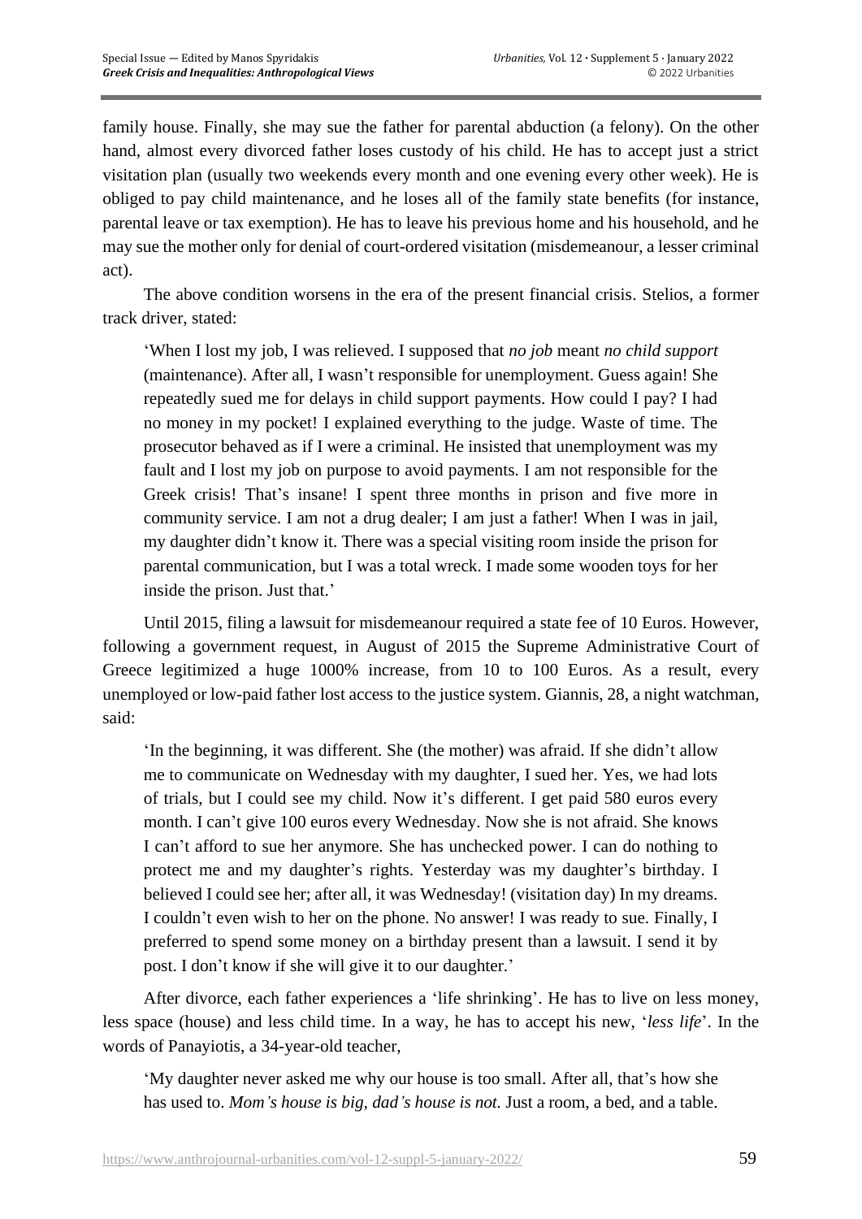family house. Finally, she may sue the father for parental abduction (a felony). On the other hand, almost every divorced father loses custody of his child. He has to accept just a strict visitation plan (usually two weekends every month and one evening every other week). He is obliged to pay child maintenance, and he loses all of the family state benefits (for instance, parental leave or tax exemption). He has to leave his previous home and his household, and he may sue the mother only for denial of court-ordered visitation (misdemeanour, a lesser criminal act).

The above condition worsens in the era of the present financial crisis. Stelios, a former track driver, stated:

> 'When I lost my job, I was relieved. I supposed that *no job* meant *no child support* (maintenance). After all, I wasn't responsible for unemployment. Guess again! She repeatedly sued me for delays in child support payments. How could I pay? I had no money in my pocket! I explained everything to the judge. Waste of time. The prosecutor behaved as if I were a criminal. He insisted that unemployment was my fault and I lost my job on purpose to avoid payments. I am not responsible for the Greek crisis! That's insane! I spent three months in prison and five more in community service. I am not a drug dealer; I am just a father! When I was in jail, my daughter didn't know it. There was a special visiting room inside the prison for parental communication, but I was a total wreck. I made some wooden toys for her inside the prison. Just that.'

Until 2015, filing a lawsuit for misdemeanour required a state fee of 10 Euros. However, following a government request, in August of 2015 the Supreme Administrative Court of Greece legitimized a huge 1000% increase, from 10 to 100 Euros. As a result, every unemployed or low-paid father lost access to the justice system. Giannis, 28, a night watchman, said:

> 'In the beginning, it was different. She (the mother) was afraid. If she didn't allow me to communicate on Wednesday with my daughter, I sued her. Yes, we had lots of trials, but I could see my child. Now it's different. I get paid 580 euros every month. I can't give 100 euros every Wednesday. Now she is not afraid. She knows I can't afford to sue her anymore. She has unchecked power. I can do nothing to protect me and my daughter's rights. Yesterday was my daughter's birthday. I believed I could see her; after all, it was Wednesday! (visitation day) In my dreams. I couldn't even wish to her on the phone. No answer! I was ready to sue. Finally, I preferred to spend some money on a birthday present than a lawsuit. I send it by post. I don't know if she will give it to our daughter.'

After divorce, each father experiences a 'life shrinking'. He has to live on less money, less space (house) and less child time. In a way, he has to accept his new, '*less life*'. In the words of Panayiotis, a 34-year-old teacher,

> 'My daughter never asked me why our house is too small. After all, that's how she has used to. *Mom's house is big, dad's house is not.* Just a room, a bed, and a table.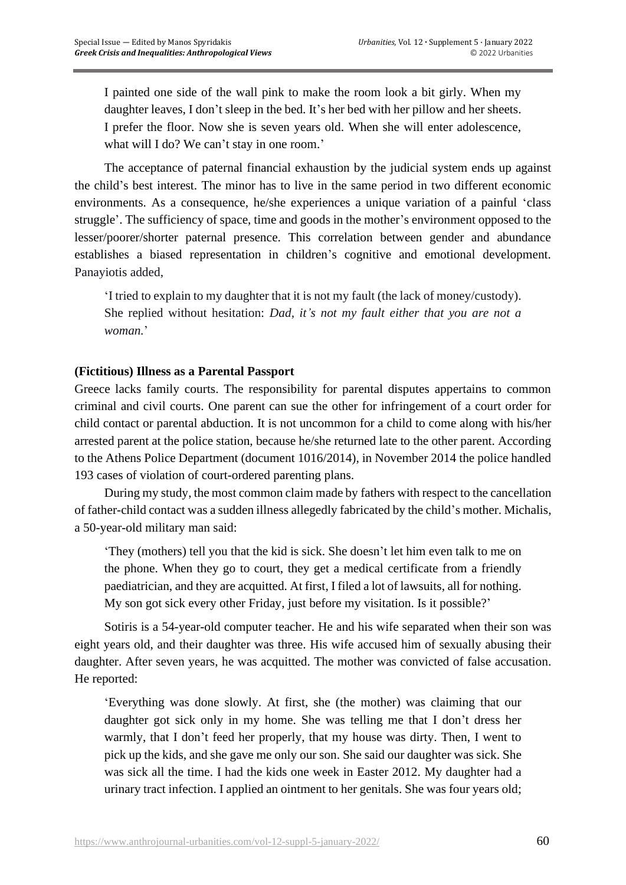I painted one side of the wall pink to make the room look a bit girly. When my daughter leaves, I don't sleep in the bed. It's her bed with her pillow and her sheets. I prefer the floor. Now she is seven years old. When she will enter adolescence, what will I do? We can't stay in one room.'

The acceptance of paternal financial exhaustion by the judicial system ends up against the child's best interest. The minor has to live in the same period in two different economic environments. As a consequence, he/she experiences a unique variation of a painful 'class struggle'. The sufficiency of space, time and goods in the mother's environment opposed to the lesser/poorer/shorter paternal presence. This correlation between gender and abundance establishes a biased representation in children's cognitive and emotional development. Panayiotis added,

> 'I tried to explain to my daughter that it is not my fault (the lack of money/custody). She replied without hesitation: *Dad, it's not my fault either that you are not a woman.*'

## (Fictitious) Illness as a Parental Passport

Greece lacks family courts. The responsibility for parental disputes appertains to common criminal and civil courts. One parent can sue the other for infringement of a court order for child contact or parental abduction. It is not uncommon for a child to come along with his/her arrested parent at the police station, because he/she returned late to the other parent. According to the Athens Police Department (document 1016/2014), in November 2014 the police handled 193 cases of violation of court-ordered parenting plans.

During my study, the most common claim made by fathers with respect to the cancellation of father-child contact was a sudden illness allegedly fabricated by the child's mother. Michalis, a 50-year-old military man said:

> 'They (mothers) tell you that the kid is sick. She doesn't let him even talk to me on the phone. When they go to court, they get a medical certificate from a friendly paediatrician, and they are acquitted. At first, I filed a lot of lawsuits, all for nothing. My son got sick every other Friday, just before my visitation. Is it possible?'

Sotiris is a 54-year-old computer teacher. He and his wife separated when their son was eight years old, and their daughter was three. His wife accused him of sexually abusing their daughter. After seven years, he was acquitted. The mother was convicted of false accusation. He reported:

> 'Everything was done slowly. At first, she (the mother) was claiming that our daughter got sick only in my home. She was telling me that I don't dress her warmly, that I don't feed her properly, that my house was dirty. Then, I went to pick up the kids, and she gave me only our son. She said our daughter was sick. She was sick all the time. I had the kids one week in Easter 2012. My daughter had a urinary tract infection. I applied an ointment to her genitals. She was four years old;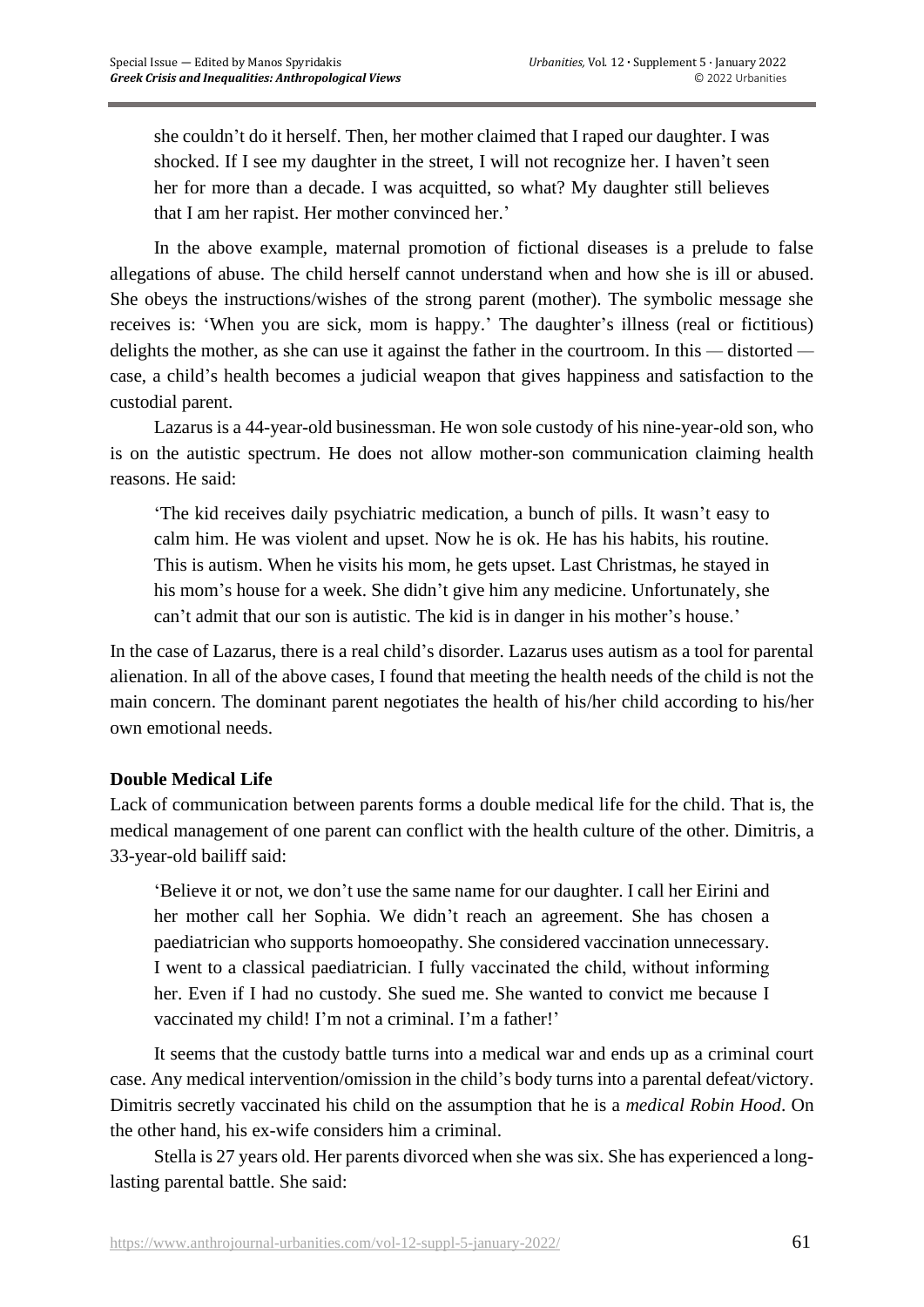she couldn't do it herself. Then, her mother claimed that I raped our daughter. I was shocked. If I see my daughter in the street, I will not recognize her. I haven't seen her for more than a decade. I was acquitted, so what? My daughter still believes that I am her rapist. Her mother convinced her.'

In the above example, maternal promotion of fictional diseases is a prelude to false allegations of abuse. The child herself cannot understand when and how she is ill or abused. She obeys the instructions/wishes of the strong parent (mother). The symbolic message she receives is: 'When you are sick, mom is happy.' The daughter's illness (real or fictitious) delights the mother, as she can use it against the father in the courtroom. In this — distorted — case, a child's health becomes a judicial weapon that gives happiness and satisfaction to the custodial parent.

Lazarus is a 44-year-old businessman. He won sole custody of his nine-year-old son, who is on the autistic spectrum. He does not allow mother-son communication claiming health reasons. He said:

> 'The kid receives daily psychiatric medication, a bunch of pills. It wasn't easy to calm him. He was violent and upset. Now he is ok. He has his habits, his routine. This is autism. When he visits his mom, he gets upset. Last Christmas, he stayed in his mom's house for a week. She didn't give him any medicine. Unfortunately, she can't admit that our son is autistic. The kid is in danger in his mother's house.'

In the case of Lazarus, there is a real child's disorder. Lazarus uses autism as a tool for parental alienation. In all of the above cases, I found that meeting the health needs of the child is not the main concern. The dominant parent negotiates the health of his/her child according to his/her own emotional needs.

**Double Medical Life**

Lack of communication between parents forms a double medical life for the child. That is, the medical management of one parent can conflict with the health culture of the other. Dimitris, a 33-year-old bailiff said:

> 'Believe it or not, we don't use the same name for our daughter. I call her Eirini and her mother call her Sophia. We didn't reach an agreement. She has chosen a paediatrician who supports homoeopathy. She considered vaccination unnecessary. I went to a classical paediatrician. I fully vaccinated the child, without informing her. Even if I had no custody. She sued me. She wanted to convict me because I vaccinated my child! I'm not a criminal. I'm a father!'

It seems that the custody battle turns into a medical war and ends up as a criminal court case. Any medical intervention/omission in the child's body turns into a parental defeat/victory. Dimitris secretly vaccinated his child on the assumption that he is a *medical Robin Hood*. On the other hand, his ex-wife considers him a criminal.

Stella is 27 years old. Her parents divorced when she was six. She has experienced a long-lasting parental battle. She said: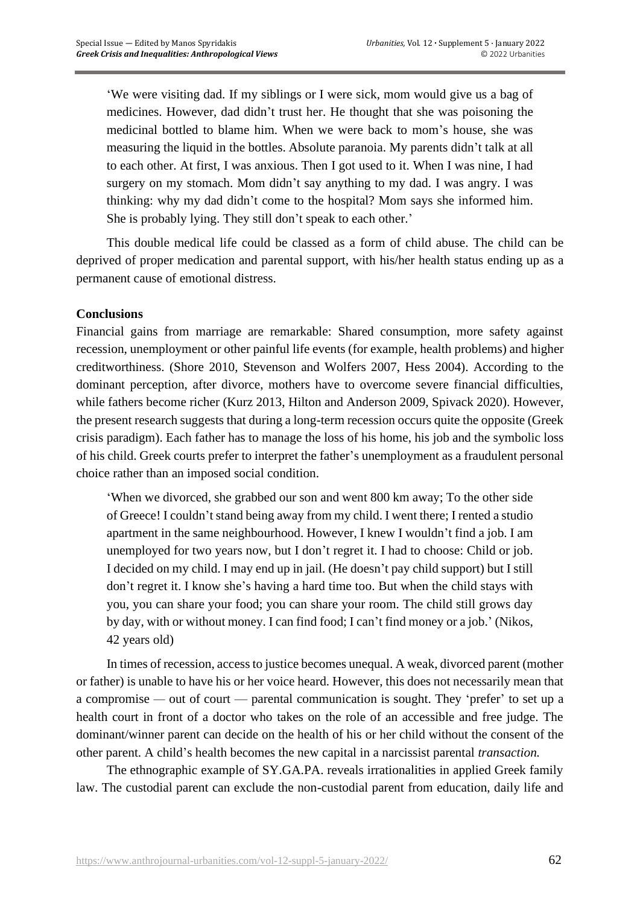> 'We were visiting dad. If my siblings or I were sick, mom would give us a bag of medicines. However, dad didn't trust her. He thought that she was poisoning the medicinal bottled to blame him. When we were back to mom's house, she was measuring the liquid in the bottles. Absolute paranoia. My parents didn't talk at all to each other. At first, I was anxious. Then I got used to it. When I was nine, I had surgery on my stomach. Mom didn't say anything to my dad. I was angry. I was thinking: why my dad didn't come to the hospital? Mom says she informed him. She is probably lying. They still don't speak to each other.'

This double medical life could be classed as a form of child abuse. The child can be deprived of proper medication and parental support, with his/her health status ending up as a permanent cause of emotional distress.

**Conclusions**

Financial gains from marriage are remarkable: Shared consumption, more safety against recession, unemployment or other painful life events (for example, health problems) and higher creditworthiness. (Shore 2010, Stevenson and Wolfers 2007, Hess 2004). According to the dominant perception, after divorce, mothers have to overcome severe financial difficulties, while fathers become richer (Kurz 2013, Hilton and Anderson 2009, Spivack 2020). However, the present research suggests that during a long-term recession occurs quite the opposite (Greek crisis paradigm). Each father has to manage the loss of his home, his job and the symbolic loss of his child. Greek courts prefer to interpret the father's unemployment as a fraudulent personal choice rather than an imposed social condition.

> 'When we divorced, she grabbed our son and went 800 km away; To the other side of Greece! I couldn't stand being away from my child. I went there; I rented a studio apartment in the same neighbourhood. However, I knew I wouldn't find a job. I am unemployed for two years now, but I don't regret it. I had to choose: Child or job. I decided on my child. I may end up in jail. (He doesn't pay child support) but I still don't regret it. I know she's having a hard time too. But when the child stays with you, you can share your food; you can share your room. The child still grows day by day, with or without money. I can find food; I can't find money or a job.' (Nikos, 42 years old)

In times of recession, access to justice becomes unequal. A weak, divorced parent (mother or father) is unable to have his or her voice heard. However, this does not necessarily mean that a compromise — out of court — parental communication is sought. They 'prefer' to set up a health court in front of a doctor who takes on the role of an accessible and free judge. The dominant/winner parent can decide on the health of his or her child without the consent of the other parent. A child's health becomes the new capital in a narcissist parental *transaction.*

The ethnographic example of SY.GA.PA. reveals irrationalities in applied Greek family law. The custodial parent can exclude the non-custodial parent from education, daily life and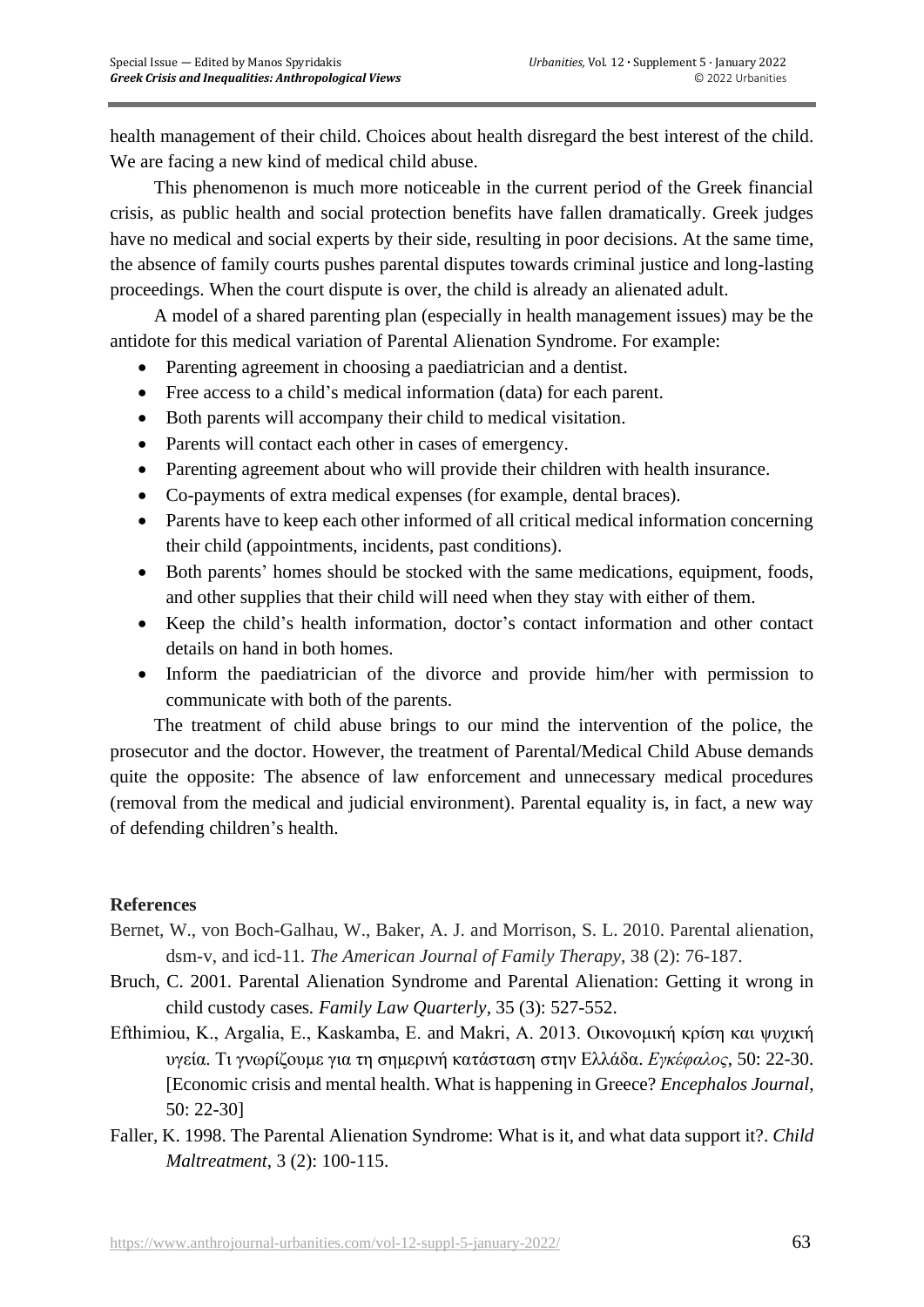health management of their child. Choices about health disregard the best interest of the child. We are facing a new kind of medical child abuse.

This phenomenon is much more noticeable in the current period of the Greek financial crisis, as public health and social protection benefits have fallen dramatically. Greek judges have no medical and social experts by their side, resulting in poor decisions. At the same time, the absence of family courts pushes parental disputes towards criminal justice and long-lasting proceedings. When the court dispute is over, the child is already an alienated adult.

A model of a shared parenting plan (especially in health management issues) may be the antidote for this medical variation of Parental Alienation Syndrome. For example:

- Parenting agreement in choosing a paediatrician and a dentist.
- Free access to a child's medical information (data) for each parent.
- Both parents will accompany their child to medical visitation.
- Parents will contact each other in cases of emergency.
- Parenting agreement about who will provide their children with health insurance.
- Co-payments of extra medical expenses (for example, dental braces).
- Parents have to keep each other informed of all critical medical information concerning their child (appointments, incidents, past conditions).
- Both parents' homes should be stocked with the same medications, equipment, foods, and other supplies that their child will need when they stay with either of them.
- Keep the child's health information, doctor's contact information and other contact details on hand in both homes.
- Inform the paediatrician of the divorce and provide him/her with permission to communicate with both of the parents.

The treatment of child abuse brings to our mind the intervention of the police, the prosecutor and the doctor. However, the treatment of Parental/Medical Child Abuse demands quite the opposite: The absence of law enforcement and unnecessary medical procedures (removal from the medical and judicial environment). Parental equality is, in fact, a new way of defending children's health.

**References**

Bernet, W., von Boch-Galhau, W., Baker, A. J. and Morrison, S. L. 2010. Parental alienation, dsm-v, and icd-11. *The American Journal of Family Therapy*, 38 (2): 76-187.

Bruch, C. 2001. Parental Alienation Syndrome and Parental Alienation: Getting it wrong in child custody cases. *Family Law Quarterly*, 35 (3): 527-552.

Efthimiou, K., Argalia, E., Kaskamba, E. and Makri, A. 2013. Οικονομική κρίση και ψυχική υγεία. Τι γνωρίζουμε για τη σημερινή κατάσταση στην Ελλάδα. *Εγκέφαλος*, 50: 22-30. [Economic crisis and mental health. What is happening in Greece? *Encephalos Journal*, 50: 22-30]

Faller, K. 1998. The Parental Alienation Syndrome: What is it, and what data support it?. *Child Maltreatment*, 3 (2): 100-115.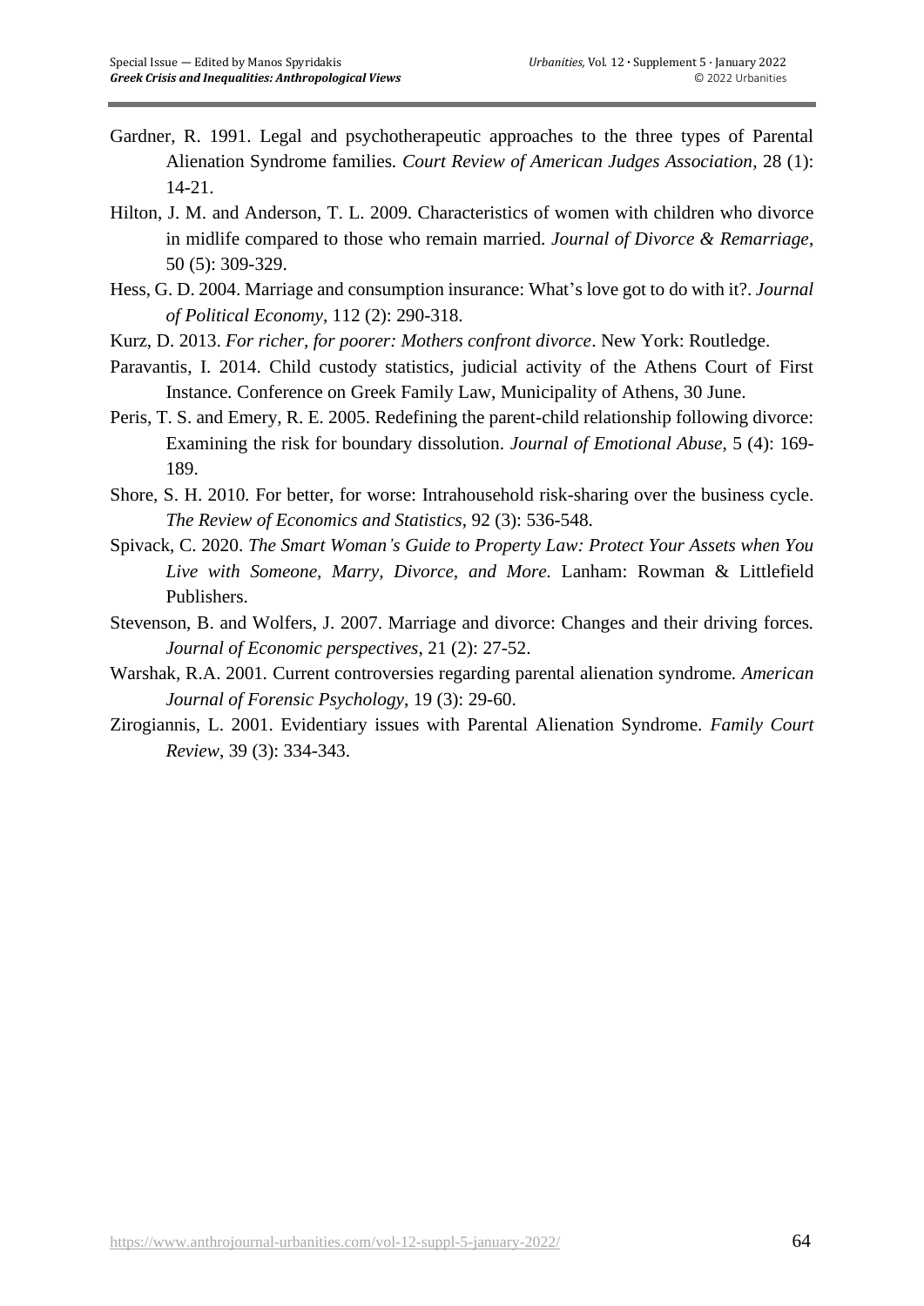Gardner, R. 1991. Legal and psychotherapeutic approaches to the three types of Parental Alienation Syndrome families. *Court Review of American Judges Association*, 28 (1): 14-21.

Hilton, J. M. and Anderson, T. L. 2009. Characteristics of women with children who divorce in midlife compared to those who remain married. *Journal of Divorce & Remarriage*, 50 (5): 309-329.

Hess, G. D. 2004. Marriage and consumption insurance: What's love got to do with it?. *Journal of Political Economy*, 112 (2): 290-318.

Kurz, D. 2013. *For richer, for poorer: Mothers confront divorce*. New York: Routledge.

Paravantis, I. 2014. Child custody statistics, judicial activity of the Athens Court of First Instance. Conference on Greek Family Law, Municipality of Athens, 30 June.

Peris, T. S. and Emery, R. E. 2005. Redefining the parent-child relationship following divorce: Examining the risk for boundary dissolution. *Journal of Emotional Abuse*, 5 (4): 169-189.

Shore, S. H. 2010. For better, for worse: Intrahousehold risk-sharing over the business cycle. *The Review of Economics and Statistics*, 92 (3): 536-548.

Spivack, C. 2020. *The Smart Woman's Guide to Property Law: Protect Your Assets when You Live with Someone, Marry, Divorce, and More.* Lanham: Rowman & Littlefield Publishers.

Stevenson, B. and Wolfers, J. 2007. Marriage and divorce: Changes and their driving forces. *Journal of Economic perspectives*, 21 (2): 27-52.

Warshak, R.A. 2001. Current controversies regarding parental alienation syndrome. *American Journal of Forensic Psychology*, 19 (3): 29-60.

Zirogiannis, L. 2001. Evidentiary issues with Parental Alienation Syndrome. *Family Court Review*, 39 (3): 334-343.